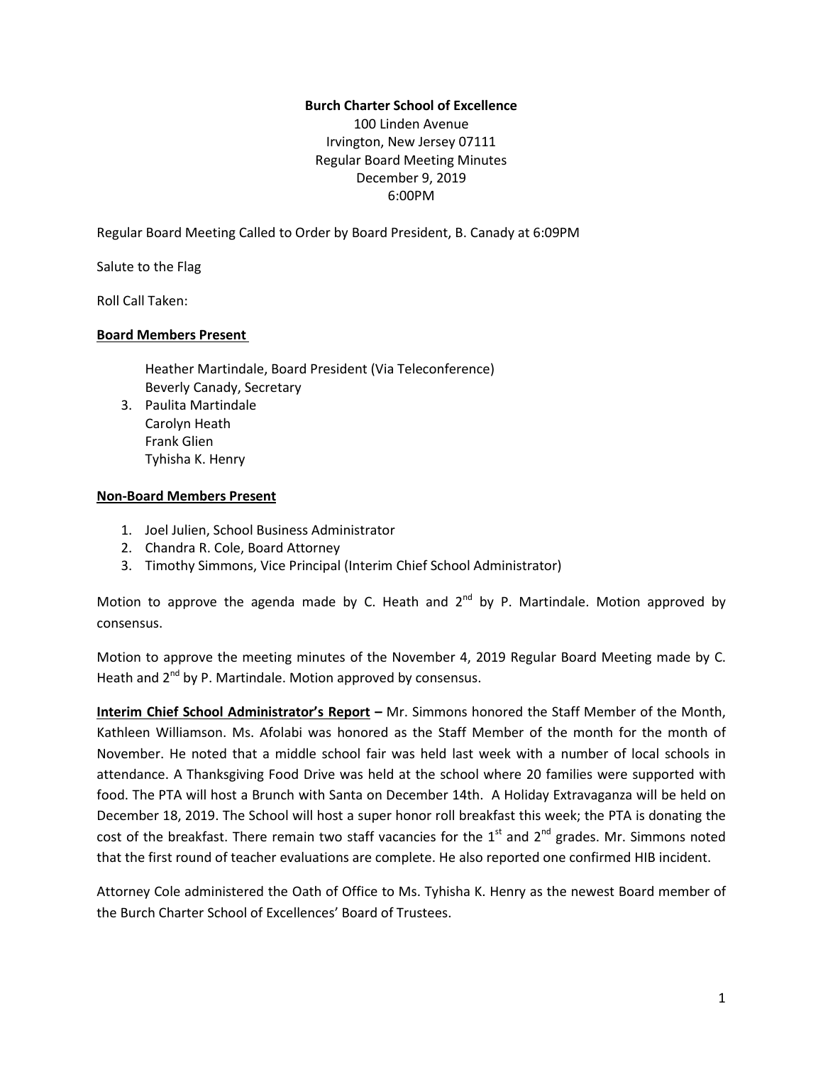**Burch Charter School of Excellence**
100 Linden Avenue
Irvington, New Jersey 07111
Regular Board Meeting Minutes
December 9, 2019
6:00PM

Regular Board Meeting Called to Order by Board President, B. Canady at 6:09PM

Salute to the Flag

Roll Call Taken:

**Board Members Present**

Heather Martindale, Board President (Via Teleconference)
Beverly Canady, Secretary
3. Paulita Martindale
Carolyn Heath
Frank Glien
Tyhisha K. Henry

**Non-Board Members Present**

1. Joel Julien, School Business Administrator
2. Chandra R. Cole, Board Attorney
3. Timothy Simmons, Vice Principal (Interim Chief School Administrator)

Motion to approve the agenda made by C. Heath and 2nd by P. Martindale. Motion approved by consensus.

Motion to approve the meeting minutes of the November 4, 2019 Regular Board Meeting made by C. Heath and 2nd by P. Martindale. Motion approved by consensus.

**Interim Chief School Administrator's Report** – Mr. Simmons honored the Staff Member of the Month, Kathleen Williamson. Ms. Afolabi was honored as the Staff Member of the month for the month of November. He noted that a middle school fair was held last week with a number of local schools in attendance. A Thanksgiving Food Drive was held at the school where 20 families were supported with food. The PTA will host a Brunch with Santa on December 14th. A Holiday Extravaganza will be held on December 18, 2019. The School will host a super honor roll breakfast this week; the PTA is donating the cost of the breakfast. There remain two staff vacancies for the 1st and 2nd grades. Mr. Simmons noted that the first round of teacher evaluations are complete. He also reported one confirmed HIB incident.

Attorney Cole administered the Oath of Office to Ms. Tyhisha K. Henry as the newest Board member of the Burch Charter School of Excellences' Board of Trustees.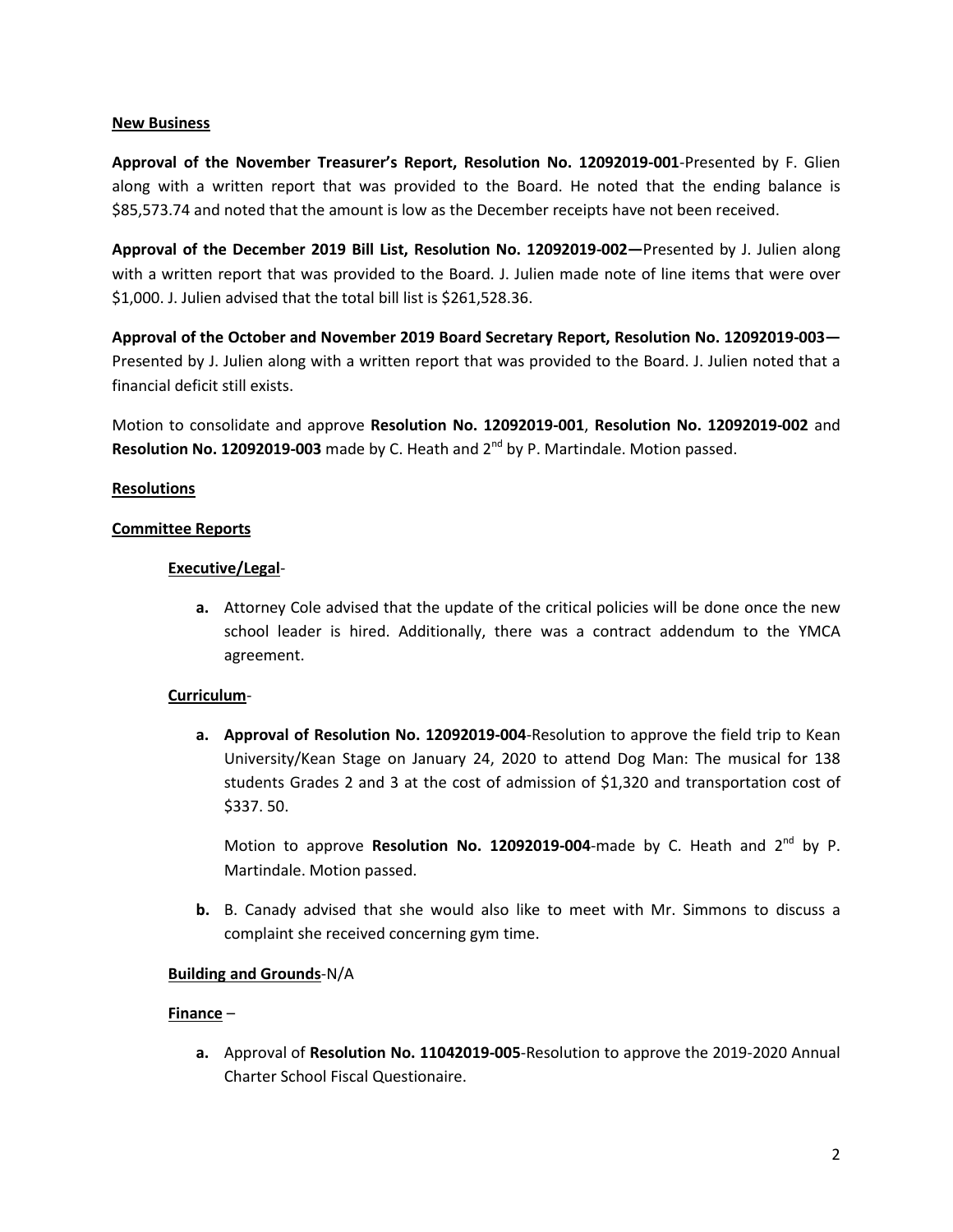**New Business**

**Approval of the November Treasurer's Report, Resolution No. 12092019-001**-Presented by F. Glien along with a written report that was provided to the Board. He noted that the ending balance is $85,573.74 and noted that the amount is low as the December receipts have not been received.

**Approval of the December 2019 Bill List, Resolution No. 12092019-002—**Presented by J. Julien along with a written report that was provided to the Board. J. Julien made note of line items that were over $1,000. J. Julien advised that the total bill list is $261,528.36.

**Approval of the October and November 2019 Board Secretary Report, Resolution No. 12092019-003—** Presented by J. Julien along with a written report that was provided to the Board. J. Julien noted that a financial deficit still exists.

Motion to consolidate and approve **Resolution No. 12092019-001**, **Resolution No. 12092019-002** and **Resolution No. 12092019-003** made by C. Heath and 2nd by P. Martindale. Motion passed.

**Resolutions**

**Committee Reports**

**Executive/Legal**-

**a.** Attorney Cole advised that the update of the critical policies will be done once the new school leader is hired. Additionally, there was a contract addendum to the YMCA agreement.

**Curriculum**-

**a. Approval of Resolution No. 12092019-004**-Resolution to approve the field trip to Kean University/Kean Stage on January 24, 2020 to attend Dog Man: The musical for 138 students Grades 2 and 3 at the cost of admission of $1,320 and transportation cost of $337. 50.

Motion to approve **Resolution No. 12092019-004**-made by C. Heath and 2nd by P. Martindale. Motion passed.

**b.** B. Canady advised that she would also like to meet with Mr. Simmons to discuss a complaint she received concerning gym time.

**Building and Grounds**-N/A

**Finance** –

**a.** Approval of **Resolution No. 11042019-005**-Resolution to approve the 2019-2020 Annual Charter School Fiscal Questionaire.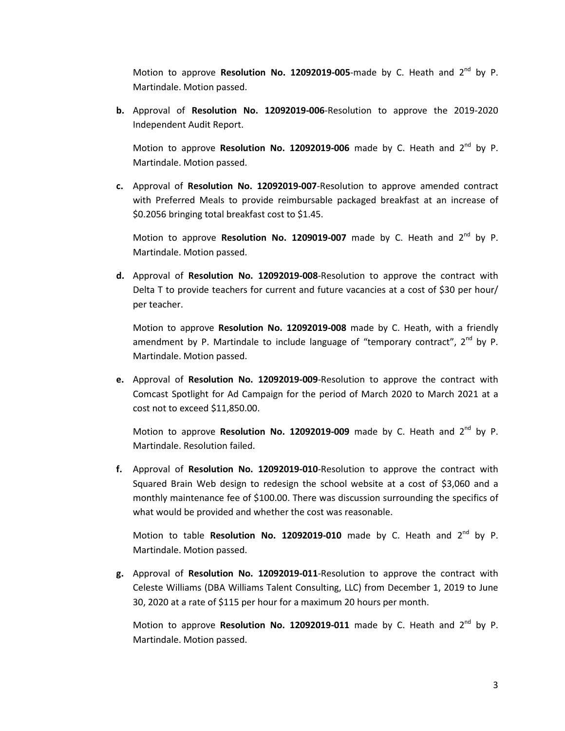Motion to approve **Resolution No. 12092019-005**-made by C. Heath and 2nd by P. Martindale. Motion passed.

**b.** Approval of **Resolution No. 12092019-006**-Resolution to approve the 2019-2020 Independent Audit Report.

Motion to approve **Resolution No. 12092019-006** made by C. Heath and 2nd by P. Martindale. Motion passed.

**c.** Approval of **Resolution No. 12092019-007**-Resolution to approve amended contract with Preferred Meals to provide reimbursable packaged breakfast at an increase of $0.2056 bringing total breakfast cost to $1.45.

Motion to approve **Resolution No. 1209019-007** made by C. Heath and 2nd by P. Martindale. Motion passed.

**d.** Approval of **Resolution No. 12092019-008**-Resolution to approve the contract with Delta T to provide teachers for current and future vacancies at a cost of $30 per hour/ per teacher.

Motion to approve **Resolution No. 12092019-008** made by C. Heath, with a friendly amendment by P. Martindale to include language of "temporary contract", 2nd by P. Martindale. Motion passed.

**e.** Approval of **Resolution No. 12092019-009**-Resolution to approve the contract with Comcast Spotlight for Ad Campaign for the period of March 2020 to March 2021 at a cost not to exceed $11,850.00.

Motion to approve **Resolution No. 12092019-009** made by C. Heath and 2nd by P. Martindale. Resolution failed.

**f.** Approval of **Resolution No. 12092019-010**-Resolution to approve the contract with Squared Brain Web design to redesign the school website at a cost of $3,060 and a monthly maintenance fee of $100.00. There was discussion surrounding the specifics of what would be provided and whether the cost was reasonable.

Motion to table **Resolution No. 12092019-010** made by C. Heath and 2nd by P. Martindale. Motion passed.

**g.** Approval of **Resolution No. 12092019-011**-Resolution to approve the contract with Celeste Williams (DBA Williams Talent Consulting, LLC) from December 1, 2019 to June 30, 2020 at a rate of $115 per hour for a maximum 20 hours per month.

Motion to approve **Resolution No. 12092019-011** made by C. Heath and 2nd by P. Martindale. Motion passed.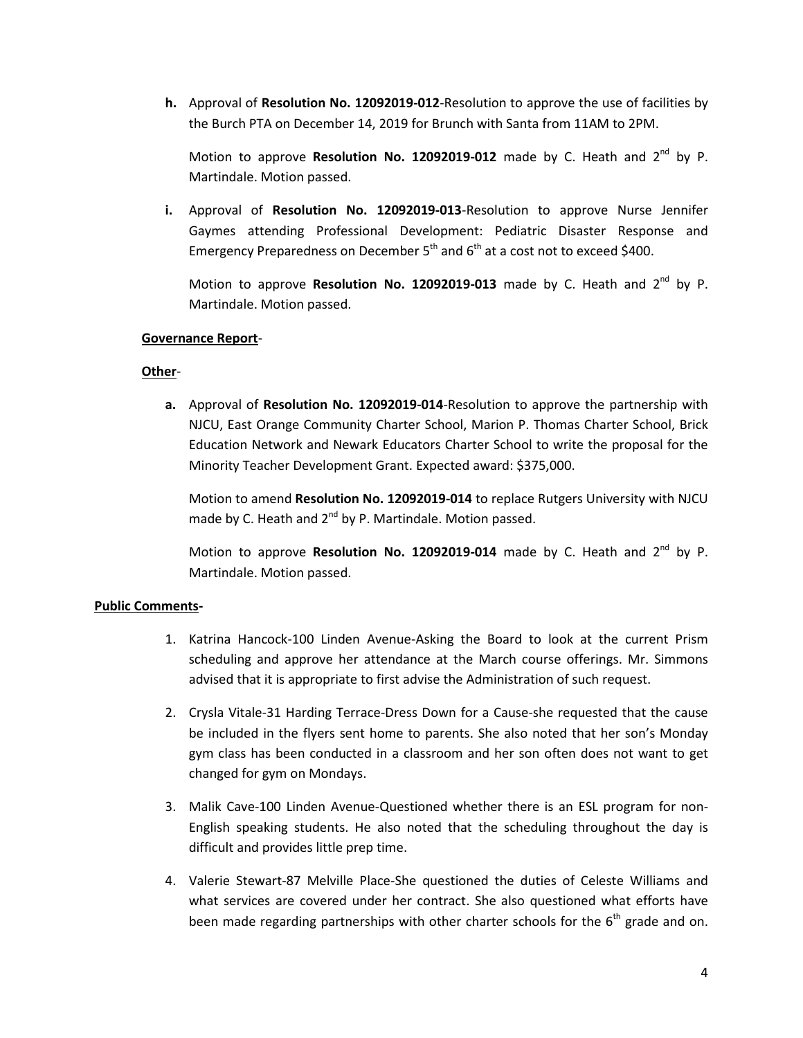**h.** Approval of **Resolution No. 12092019-012**-Resolution to approve the use of facilities by the Burch PTA on December 14, 2019 for Brunch with Santa from 11AM to 2PM.

Motion to approve **Resolution No. 12092019-012** made by C. Heath and 2nd by P. Martindale. Motion passed.

**i.** Approval of **Resolution No. 12092019-013**-Resolution to approve Nurse Jennifer Gaymes attending Professional Development: Pediatric Disaster Response and Emergency Preparedness on December 5th and 6th at a cost not to exceed $400.

Motion to approve **Resolution No. 12092019-013** made by C. Heath and 2nd by P. Martindale. Motion passed.

**Governance Report**-

**Other**-

**a.** Approval of **Resolution No. 12092019-014**-Resolution to approve the partnership with NJCU, East Orange Community Charter School, Marion P. Thomas Charter School, Brick Education Network and Newark Educators Charter School to write the proposal for the Minority Teacher Development Grant. Expected award: $375,000.

Motion to amend **Resolution No. 12092019-014** to replace Rutgers University with NJCU made by C. Heath and 2nd by P. Martindale. Motion passed.

Motion to approve **Resolution No. 12092019-014** made by C. Heath and 2nd by P. Martindale. Motion passed.

**Public Comments-**

1. Katrina Hancock-100 Linden Avenue-Asking the Board to look at the current Prism scheduling and approve her attendance at the March course offerings. Mr. Simmons advised that it is appropriate to first advise the Administration of such request.
2. Crysla Vitale-31 Harding Terrace-Dress Down for a Cause-she requested that the cause be included in the flyers sent home to parents. She also noted that her son's Monday gym class has been conducted in a classroom and her son often does not want to get changed for gym on Mondays.
3. Malik Cave-100 Linden Avenue-Questioned whether there is an ESL program for non-English speaking students. He also noted that the scheduling throughout the day is difficult and provides little prep time.
4. Valerie Stewart-87 Melville Place-She questioned the duties of Celeste Williams and what services are covered under her contract. She also questioned what efforts have been made regarding partnerships with other charter schools for the 6th grade and on.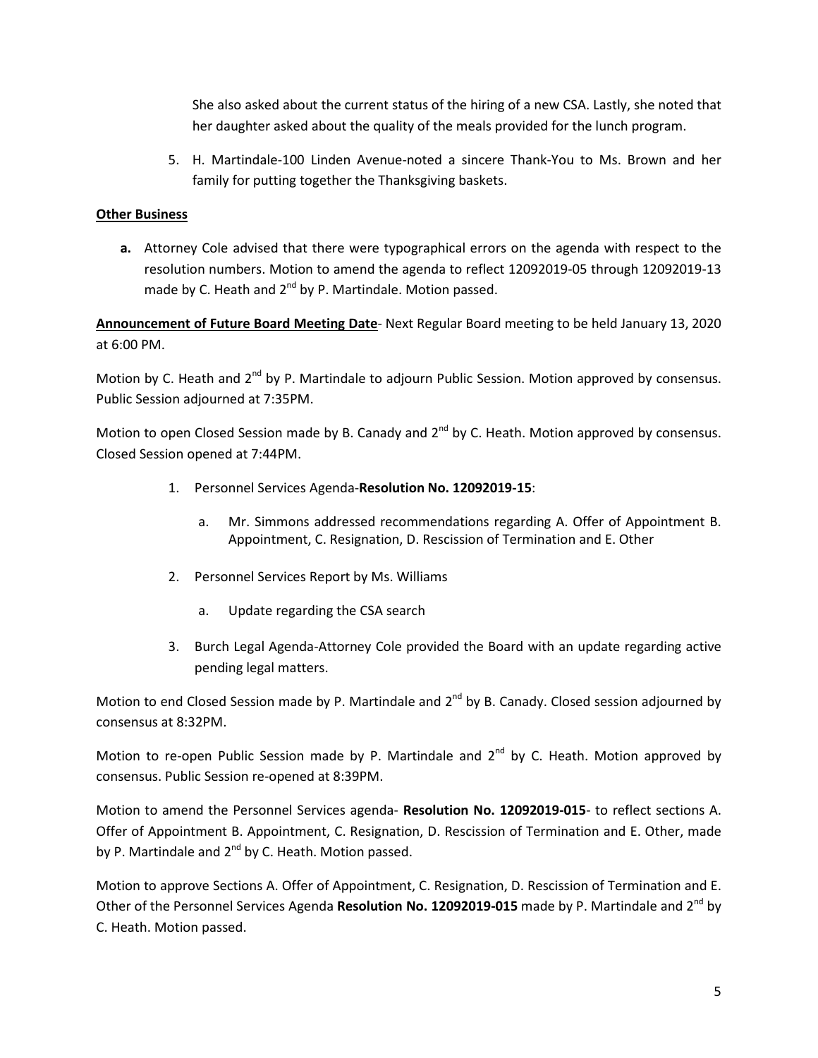She also asked about the current status of the hiring of a new CSA. Lastly, she noted that her daughter asked about the quality of the meals provided for the lunch program.

5. H. Martindale-100 Linden Avenue-noted a sincere Thank-You to Ms. Brown and her family for putting together the Thanksgiving baskets.

**Other Business**

**a.** Attorney Cole advised that there were typographical errors on the agenda with respect to the resolution numbers. Motion to amend the agenda to reflect 12092019-05 through 12092019-13 made by C. Heath and 2nd by P. Martindale. Motion passed.

**Announcement of Future Board Meeting Date**- Next Regular Board meeting to be held January 13, 2020 at 6:00 PM.

Motion by C. Heath and 2nd by P. Martindale to adjourn Public Session. Motion approved by consensus. Public Session adjourned at 7:35PM.

Motion to open Closed Session made by B. Canady and 2nd by C. Heath. Motion approved by consensus. Closed Session opened at 7:44PM.

1. Personnel Services Agenda-**Resolution No. 12092019-15**:
   a. Mr. Simmons addressed recommendations regarding A. Offer of Appointment B. Appointment, C. Resignation, D. Rescission of Termination and E. Other
2. Personnel Services Report by Ms. Williams
   a. Update regarding the CSA search
3. Burch Legal Agenda-Attorney Cole provided the Board with an update regarding active pending legal matters.

Motion to end Closed Session made by P. Martindale and 2nd by B. Canady. Closed session adjourned by consensus at 8:32PM.

Motion to re-open Public Session made by P. Martindale and 2nd by C. Heath. Motion approved by consensus. Public Session re-opened at 8:39PM.

Motion to amend the Personnel Services agenda- **Resolution No. 12092019-015**- to reflect sections A. Offer of Appointment B. Appointment, C. Resignation, D. Rescission of Termination and E. Other, made by P. Martindale and 2nd by C. Heath. Motion passed.

Motion to approve Sections A. Offer of Appointment, C. Resignation, D. Rescission of Termination and E. Other of the Personnel Services Agenda **Resolution No. 12092019-015** made by P. Martindale and 2nd by C. Heath. Motion passed.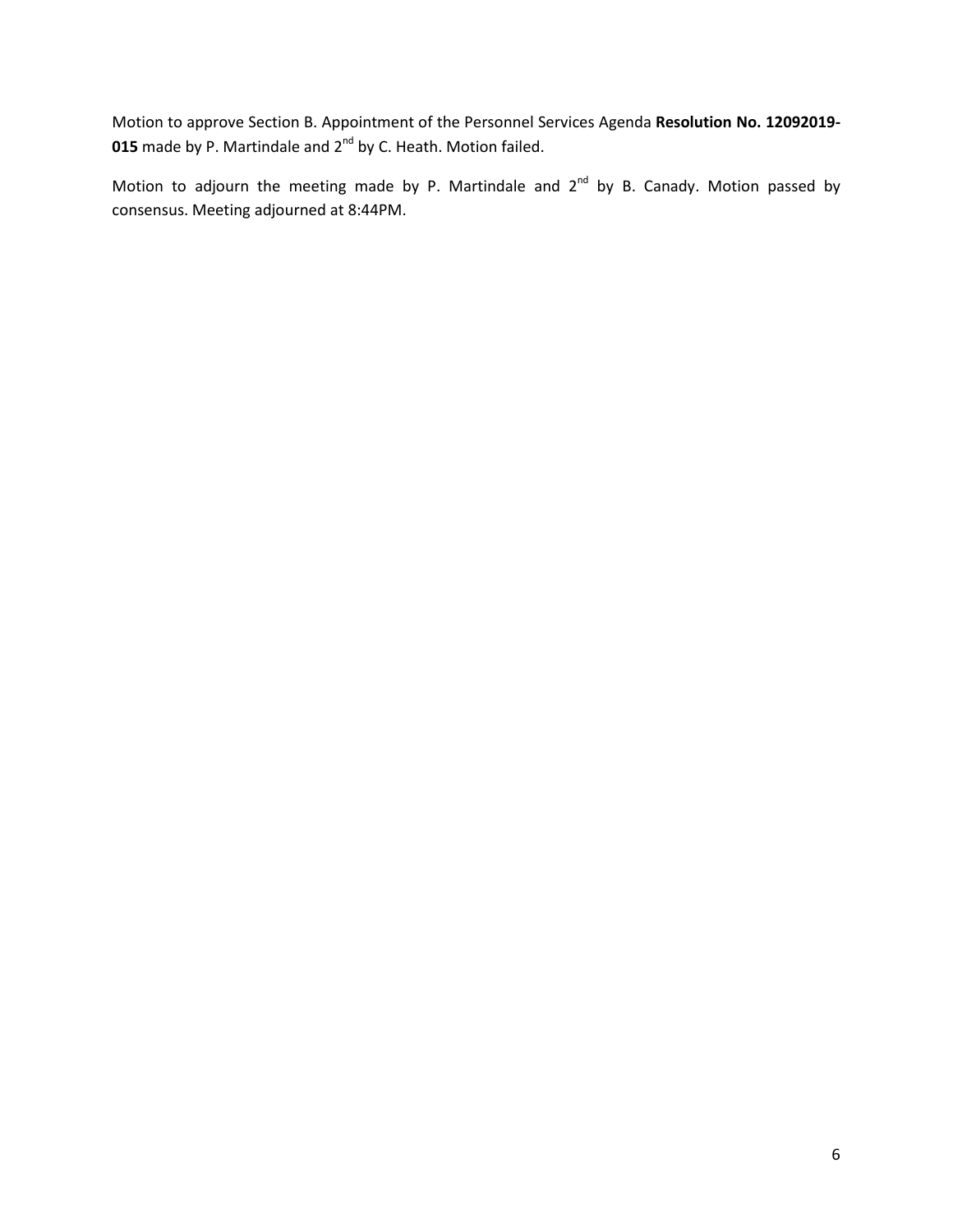Motion to approve Section B. Appointment of the Personnel Services Agenda **Resolution No. 12092019-015** made by P. Martindale and 2nd by C. Heath. Motion failed.

Motion to adjourn the meeting made by P. Martindale and 2nd by B. Canady. Motion passed by consensus. Meeting adjourned at 8:44PM.